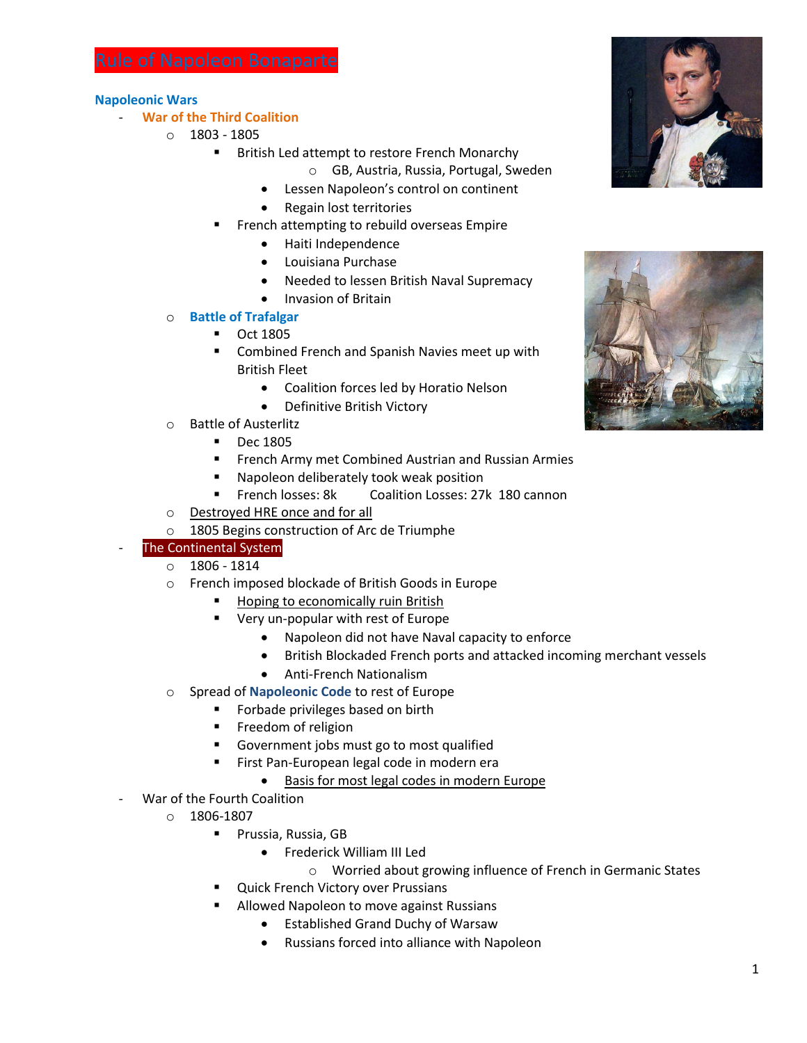# Rule of Napoleon Bonaparte

## Napoleonic Wars

- **War of the Third Coalition**
  - 1803 - 1805
    - British Led attempt to restore French Monarchy
      - GB, Austria, Russia, Portugal, Sweden
      - Lessen Napoleon's control on continent
      - Regain lost territories
    - French attempting to rebuild overseas Empire
      - Haiti Independence
      - Louisiana Purchase
      - Needed to lessen British Naval Supremacy
      - Invasion of Britain
  - **Battle of Trafalgar**
    - Oct 1805
    - Combined French and Spanish Navies meet up with British Fleet
      - Coalition forces led by Horatio Nelson
      - Definitive British Victory
  - Battle of Austerlitz
    - Dec 1805
    - French Army met Combined Austrian and Russian Armies
    - Napoleon deliberately took weak position
    - French losses: 8k      Coalition Losses: 27k  180 cannon
  - Destroyed HRE once and for all
  - 1805 Begins construction of Arc de Triumphe
- **The Continental System**
  - 1806 - 1814
  - French imposed blockade of British Goods in Europe
    - Hoping to economically ruin British
    - Very un-popular with rest of Europe
      - Napoleon did not have Naval capacity to enforce
      - British Blockaded French ports and attacked incoming merchant vessels
      - Anti-French Nationalism
  - Spread of **Napoleonic Code** to rest of Europe
    - Forbade privileges based on birth
    - Freedom of religion
    - Government jobs must go to most qualified
    - First Pan-European legal code in modern era
      - Basis for most legal codes in modern Europe
- War of the Fourth Coalition
  - 1806-1807
    - Prussia, Russia, GB
      - Frederick William III Led
        - Worried about growing influence of French in Germanic States
    - Quick French Victory over Prussians
    - Allowed Napoleon to move against Russians
      - Established Grand Duchy of Warsaw
      - Russians forced into alliance with Napoleon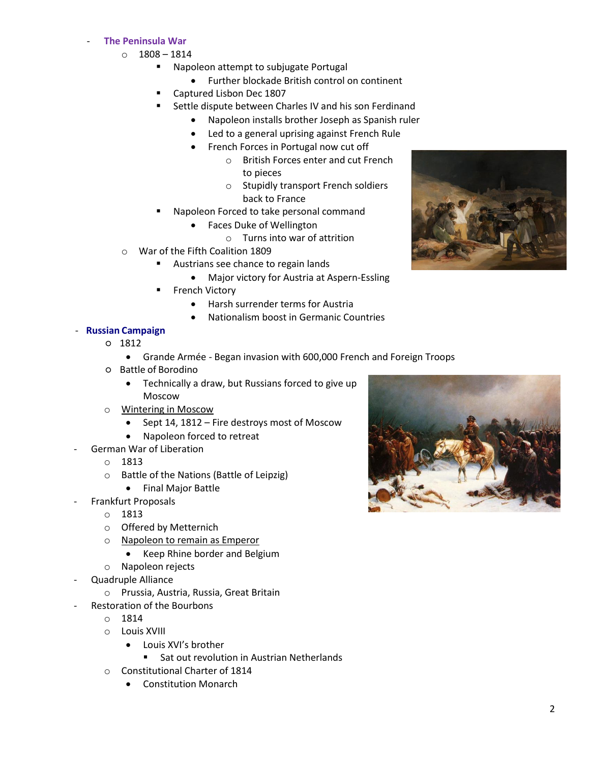- **The Peninsula War**
  - 1808 – 1814
    - Napoleon attempt to subjugate Portugal
      - Further blockade British control on continent
    - Captured Lisbon Dec 1807
    - Settle dispute between Charles IV and his son Ferdinand
      - Napoleon installs brother Joseph as Spanish ruler
      - Led to a general uprising against French Rule
      - French Forces in Portugal now cut off
        - British Forces enter and cut French to pieces
        - Stupidly transport French soldiers back to France
    - Napoleon Forced to take personal command
      - Faces Duke of Wellington
        - Turns into war of attrition
  - War of the Fifth Coalition 1809
    - Austrians see chance to regain lands
      - Major victory for Austria at Aspern-Essling
    - French Victory
      - Harsh surrender terms for Austria
      - Nationalism boost in Germanic Countries
- **Russian Campaign**
  - 1812
    - Grande Armée - Began invasion with 600,000 French and Foreign Troops
  - Battle of Borodino
    - Technically a draw, but Russians forced to give up Moscow
  - <u>Wintering in Moscow</u>
    - Sept 14, 1812 – Fire destroys most of Moscow
    - Napoleon forced to retreat
- German War of Liberation
  - 1813
  - Battle of the Nations (Battle of Leipzig)
    - Final Major Battle
- Frankfurt Proposals
  - 1813
  - Offered by Metternich
  - <u>Napoleon to remain as Emperor</u>
    - Keep Rhine border and Belgium
  - Napoleon rejects
- Quadruple Alliance
  - Prussia, Austria, Russia, Great Britain
- Restoration of the Bourbons
  - 1814
  - Louis XVIII
    - Louis XVI's brother
      - Sat out revolution in Austrian Netherlands
  - Constitutional Charter of 1814
    - Constitution Monarch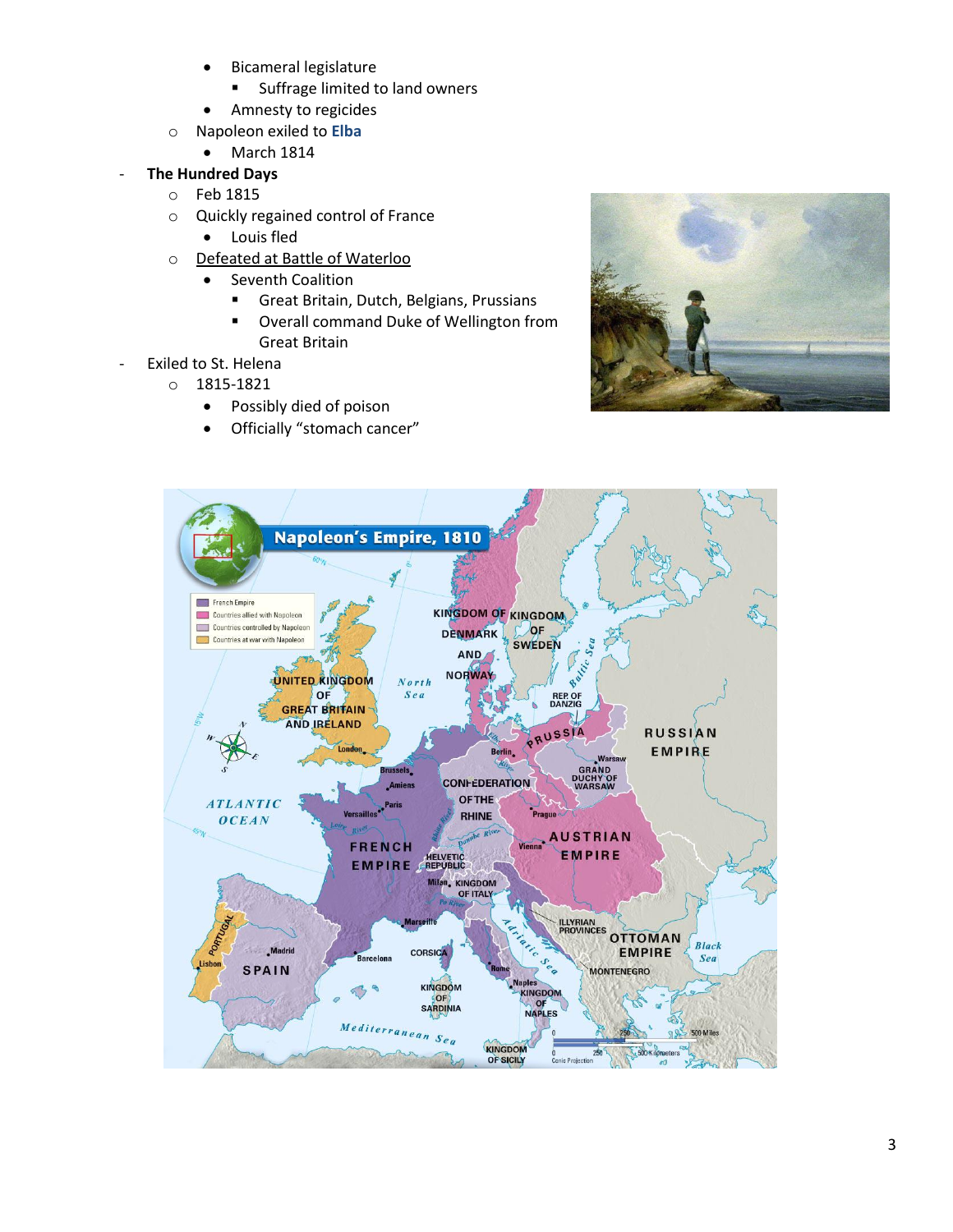- Bicameral legislature
  - Suffrage limited to land owners
- Amnesty to regicides

- Napoleon exiled to **Elba**
  - March 1814

- **The Hundred Days**
  - Feb 1815
  - Quickly regained control of France
    - Louis fled
  - Defeated at Battle of Waterloo
    - Seventh Coalition
      - Great Britain, Dutch, Belgians, Prussians
      - Overall command Duke of Wellington from Great Britain
- Exiled to St. Helena
  - 1815-1821
    - Possibly died of poison
    - Officially "stomach cancer"

Napoleon's Empire, 1810

French Empire
Countries allied with Napoleon
Countries controlled by Napoleon
Countries at war with Napoleon

KINGDOM OF DENMARK AND NORWAY
KINGDOM OF SWEDEN
UNITED KINGDOM OF GREAT BRITAIN AND IRELAND
North Sea
Baltic Sea
REP. OF DANZIG
PRUSSIA
RUSSIAN EMPIRE
London
Brussels
Amiens
Paris
Versailles
Berlin
Warsaw
GRAND DUCHY OF WARSAW
CONFEDERATION OF THE RHINE
Prague
ATLANTIC OCEAN
FRENCH EMPIRE
Vienna
AUSTRIAN EMPIRE
HELVETIC REPUBLIC
Milan
KINGDOM OF ITALY
ILLYRIAN PROVINCES
OTTOMAN EMPIRE
Black Sea
PORTUGAL
Lisbon
Madrid
SPAIN
Marseille
Barcelona
CORSICA
Rome
Adriatic Sea
MONTENEGRO
KINGDOM OF SARDINIA
Naples
KINGDOM OF NAPLES
Mediterranean Sea
KINGDOM OF SICILY
0 250 500 Miles
0 250 500 Kilometers
Conic Projection